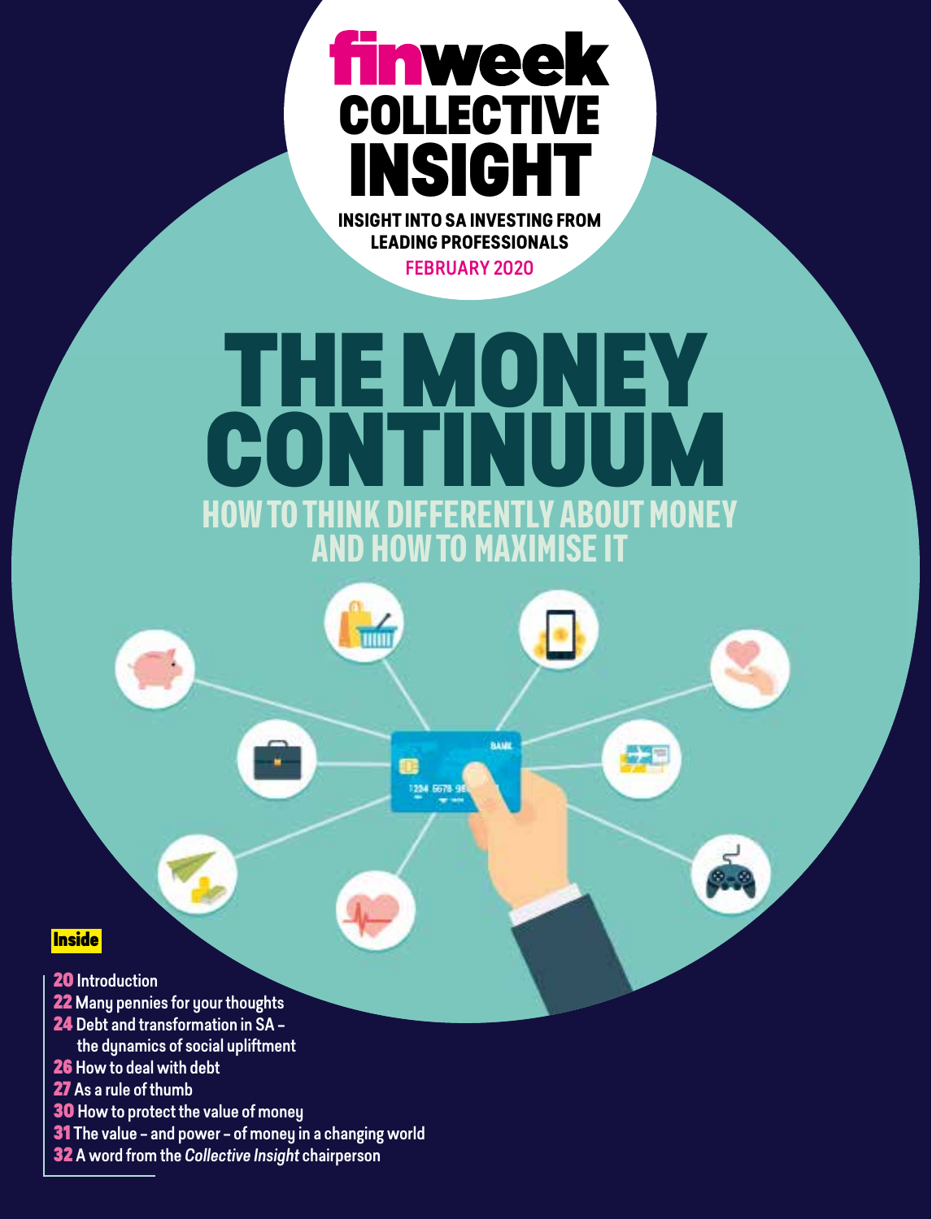# finweek COLLECTIVE INSIGHT

**INSIGHT INTO SA INVESTING FROM LEADING PROFESSIONALS**

**FEBRUARY 2020**

# THE MONEY CONTINUUM

## HOW TO THINK DIFFERENTLY ABOUT MONEY AND HOW TO MAXIMISE IT

**Inside**

- **20** Introduction
- **22** Many pennies for your thoughts
- **24** Debt and transformation in SA – the dynamics of social upliftment
- **26** How to deal with debt
- **27** As a rule of thumb
- **30** How to protect the value of money
- **31** The value – and power – of money in a changing world
- **32** A word from the *Collective Insight* chairperson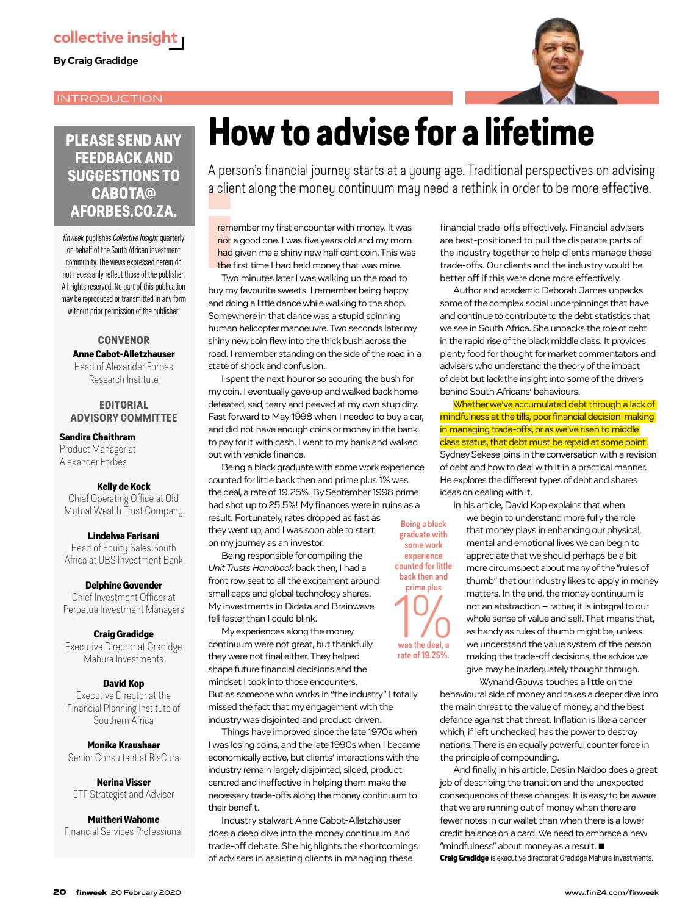collective insight

**By Craig Gradidge**

INTRODUCTION

# How to advise for a lifetime

A person's financial journey starts at a young age. Traditional perspectives on advising a client along the money continuum may need a rethink in order to be more effective.

I remember my first encounter with money. It was not a good one. I was five years old and my mom had given me a shiny new half cent coin. This was the first time I had held money that was mine.

Two minutes later I was walking up the road to buy my favourite sweets. I remember being happy and doing a little dance while walking to the shop. Somewhere in that dance was a stupid spinning human helicopter manoeuvre. Two seconds later my shiny new coin flew into the thick bush across the road. I remember standing on the side of the road in a state of shock and confusion.

I spent the next hour or so scouring the bush for my coin. I eventually gave up and walked back home defeated, sad, teary and peeved at my own stupidity. Fast forward to May 1998 when I needed to buy a car, and did not have enough coins or money in the bank to pay for it with cash. I went to my bank and walked out with vehicle finance.

Being a black graduate with some work experience counted for little back then and prime plus 1% was the deal, a rate of 19.25%. By September 1998 prime had shot up to 25.5%! My finances were in ruins as a result. Fortunately, rates dropped as fast as they went up, and I was soon able to start on my journey as an investor.

> Being a black graduate with some work experience counted for little back then and prime plus **1%** was the deal, a rate of 19.25%.

Being responsible for compiling the *Unit Trusts Handbook* back then, I had a front row seat to all the excitement around small caps and global technology shares. My investments in Didata and Brainwave fell faster than I could blink.

My experiences along the money continuum were not great, but thankfully they were not final either. They helped shape future financial decisions and the mindset I took into those encounters. But as someone who works in "the industry" I totally missed the fact that my engagement with the industry was disjointed and product-driven.

Things have improved since the late 1970s when I was losing coins, and the late 1990s when I became economically active, but clients' interactions with the industry remain largely disjointed, siloed, product-centred and ineffective in helping them make the necessary trade-offs along the money continuum to their benefit.

Industry stalwart Anne Cabot-Alletzhauser does a deep dive into the money continuum and trade-off debate. She highlights the shortcomings of advisers in assisting clients in managing these financial trade-offs effectively. Financial advisers are best-positioned to pull the disparate parts of the industry together to help clients manage these trade-offs. Our clients and the industry would be better off if this were done more effectively.

Author and academic Deborah James unpacks some of the complex social underpinnings that have and continue to contribute to the debt statistics that we see in South Africa. She unpacks the role of debt in the rapid rise of the black middle class. It provides plenty food for thought for market commentators and advisers who understand the theory of the impact of debt but lack the insight into some of the drivers behind South Africans' behaviours.

Whether we've accumulated debt through a lack of mindfulness at the tills, poor financial decision-making in managing trade-offs, or as we've risen to middle class status, that debt must be repaid at some point. Sydney Sekese joins in the conversation with a revision of debt and how to deal with it in a practical manner. He explores the different types of debt and shares ideas on dealing with it.

In his article, David Kop explains that when we begin to understand more fully the role that money plays in enhancing our physical, mental and emotional lives we can begin to appreciate that we should perhaps be a bit more circumspect about many of the "rules of thumb" that our industry likes to apply in money matters. In the end, the money continuum is not an abstraction – rather, it is integral to our whole sense of value and self. That means that, as handy as rules of thumb might be, unless we understand the value system of the person making the trade-off decisions, the advice we give may be inadequately thought through.

Wynand Gouws touches a little on the behavioural side of money and takes a deeper dive into the main threat to the value of money, and the best defence against that threat. Inflation is like a cancer which, if left unchecked, has the power to destroy nations. There is an equally powerful counter force in the principle of compounding.

And finally, in his article, Deslin Naidoo does a great job of describing the transition and the unexpected consequences of these changes. It is easy to be aware that we are running out of money when there are fewer notes in our wallet than when there is a lower credit balance on a card. We need to embrace a new "mindfulness" about money as a result. ■

**Craig Gradidge** is executive director at Gradidge Mahura Investments.

---

**PLEASE SEND ANY FEEDBACK AND SUGGESTIONS TO CABOTA@AFORBES.CO.ZA.**

*finweek* publishes *Collective Insight* quarterly on behalf of the South African investment community. The views expressed herein do not necessarily reflect those of the publisher. All rights reserved. No part of this publication may be reproduced or transmitted in any form without prior permission of the publisher.

**CONVENOR**

**Anne Cabot-Alletzhauser**
Head of Alexander Forbes Research Institute

**EDITORIAL ADVISORY COMMITTEE**

**Sandira Chaithram**
Product Manager at Alexander Forbes

**Kelly de Kock**
Chief Operating Office at Old Mutual Wealth Trust Company

**Lindelwa Farisani**
Head of Equity Sales South Africa at UBS Investment Bank

**Delphine Govender**
Chief Investment Officer at Perpetua Investment Managers

**Craig Gradidge**
Executive Director at Gradidge Mahura Investments

**David Kop**
Executive Director at the Financial Planning Institute of Southern Africa

**Monika Kraushaar**
Senior Consultant at RisCura

**Nerina Visser**
ETF Strategist and Adviser

**Muitheri Wahome**
Financial Services Professional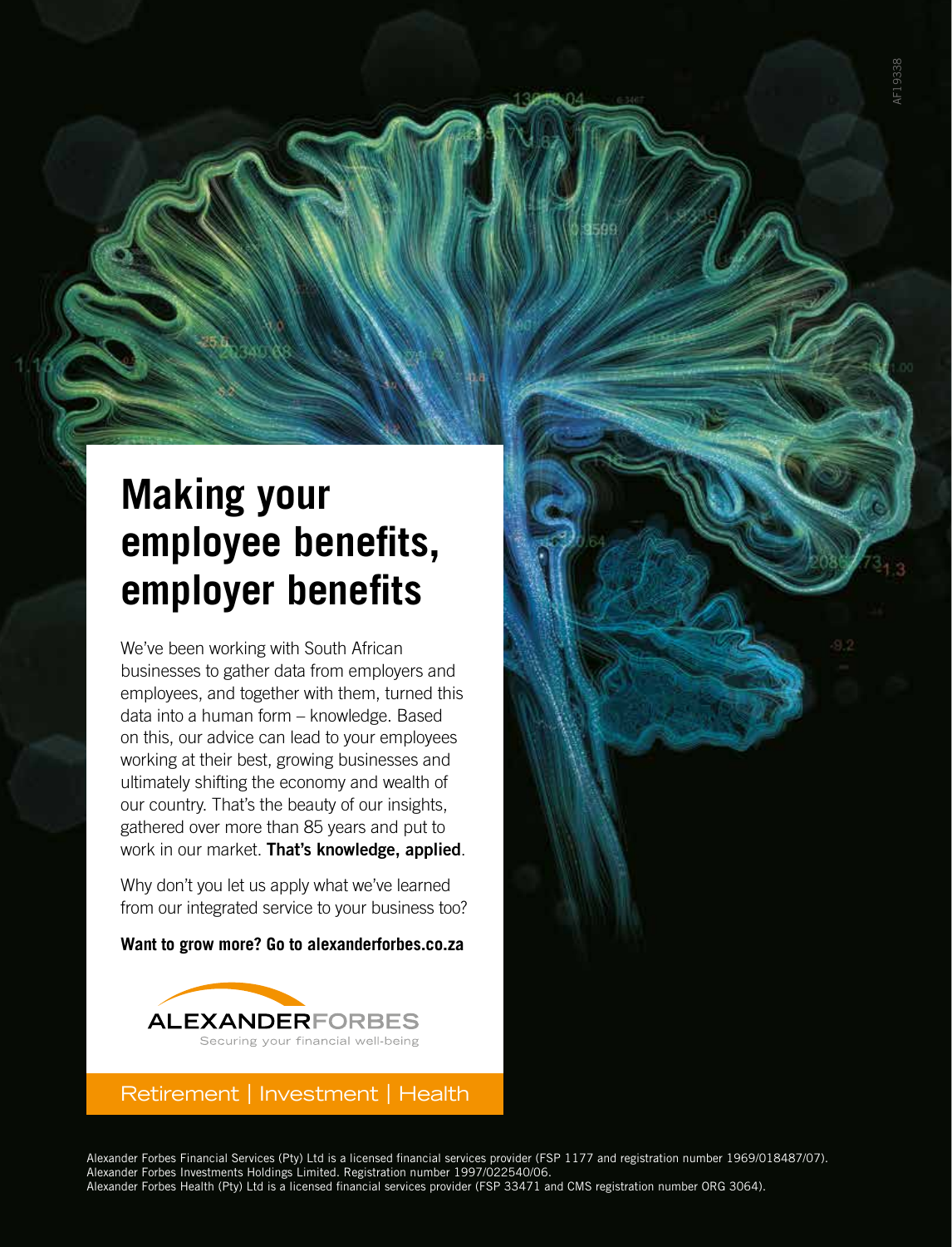# Making your employee benefits, employer benefits

We've been working with South African businesses to gather data from employers and employees, and together with them, turned this data into a human form – knowledge. Based on this, our advice can lead to your employees working at their best, growing businesses and ultimately shifting the economy and wealth of our country. That's the beauty of our insights, gathered over more than 85 years and put to work in our market. **That's knowledge, applied**.

Why don't you let us apply what we've learned from our integrated service to your business too?

**Want to grow more? Go to alexanderforbes.co.za**

ALEXANDERFORBES

Securing your financial well-being

Retirement | Investment | Health

Alexander Forbes Financial Services (Pty) Ltd is a licensed financial services provider (FSP 1177 and registration number 1969/018487/07).
Alexander Forbes Investments Holdings Limited. Registration number 1997/022540/06.
Alexander Forbes Health (Pty) Ltd is a licensed financial services provider (FSP 33471 and CMS registration number ORG 3064).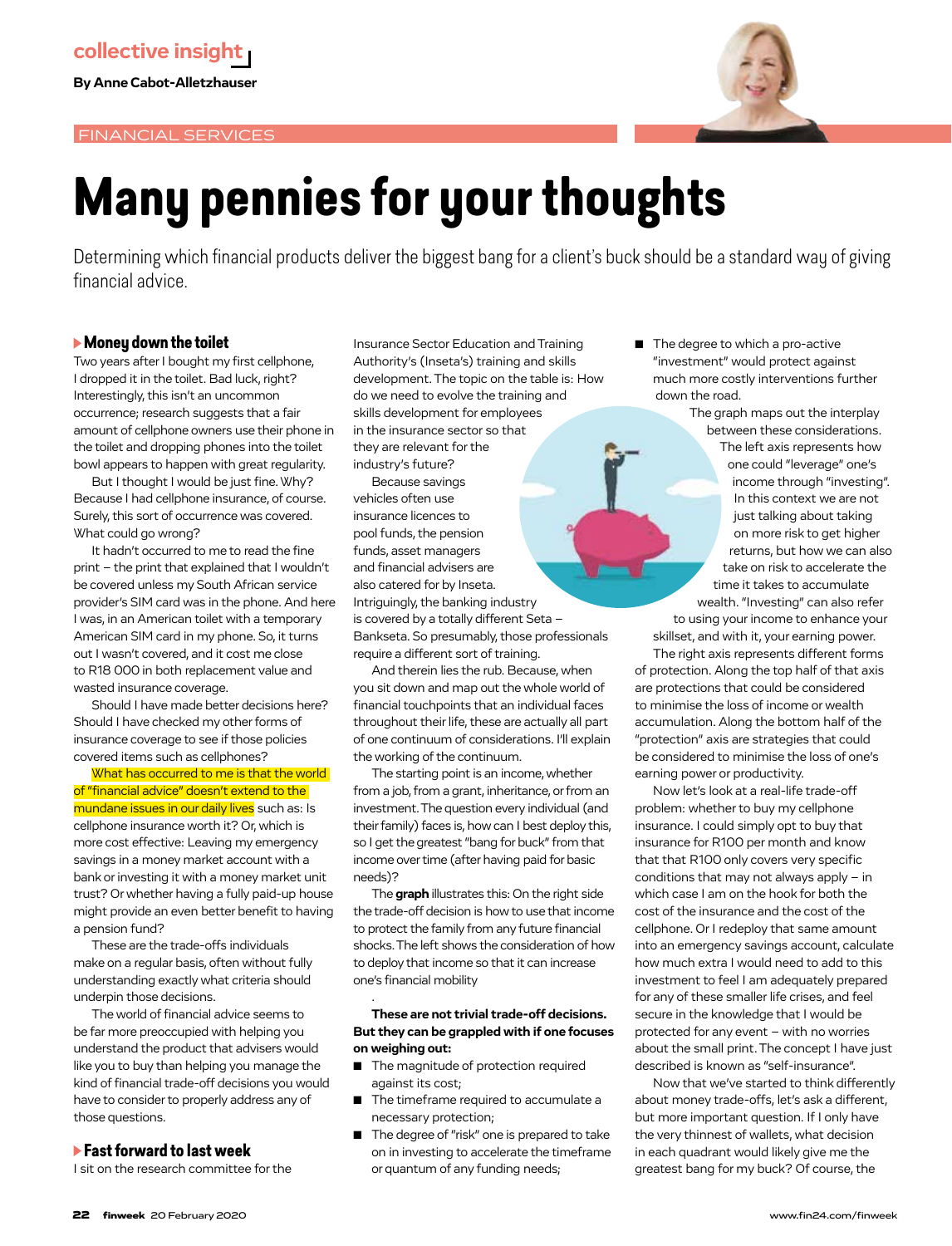collective insight

**By Anne Cabot-Alletzhauser**

FINANCIAL SERVICES

# Many pennies for your thoughts

Determining which financial products deliver the biggest bang for a client's buck should be a standard way of giving financial advice.

## Money down the toilet

Two years after I bought my first cellphone, I dropped it in the toilet. Bad luck, right? Interestingly, this isn't an uncommon occurrence; research suggests that a fair amount of cellphone owners use their phone in the toilet and dropping phones into the toilet bowl appears to happen with great regularity.

But I thought I would be just fine. Why? Because I had cellphone insurance, of course. Surely, this sort of occurrence was covered. What could go wrong?

It hadn't occurred to me to read the fine print – the print that explained that I wouldn't be covered unless my South African service provider's SIM card was in the phone. And here I was, in an American toilet with a temporary American SIM card in my phone. So, it turns out I wasn't covered, and it cost me close to R18 000 in both replacement value and wasted insurance coverage.

Should I have made better decisions here? Should I have checked my other forms of insurance coverage to see if those policies covered items such as cellphones?

What has occurred to me is that the world of "financial advice" doesn't extend to the mundane issues in our daily lives such as: Is cellphone insurance worth it? Or, which is more cost effective: Leaving my emergency savings in a money market account with a bank or investing it with a money market unit trust? Or whether having a fully paid-up house might provide an even better benefit to having a pension fund?

These are the trade-offs individuals make on a regular basis, often without fully understanding exactly what criteria should underpin those decisions.

The world of financial advice seems to be far more preoccupied with helping you understand the product that advisers would like you to buy than helping you manage the kind of financial trade-off decisions you would have to consider to properly address any of those questions.

## Fast forward to last week

I sit on the research committee for the Insurance Sector Education and Training Authority's (Inseta's) training and skills development. The topic on the table is: How do we need to evolve the training and skills development for employees in the insurance sector so that they are relevant for the industry's future?

Because savings vehicles often use insurance licences to pool funds, the pension funds, asset managers and financial advisers are also catered for by Inseta. Intriguingly, the banking industry is covered by a totally different Seta – Bankseta. So presumably, those professionals require a different sort of training.

And therein lies the rub. Because, when you sit down and map out the whole world of financial touchpoints that an individual faces throughout their life, these are actually all part of one continuum of considerations. I'll explain the working of the continuum.

The starting point is an income, whether from a job, from a grant, inheritance, or from an investment. The question every individual (and their family) faces is, how can I best deploy this, so I get the greatest "bang for buck" from that income over time (after having paid for basic needs)?

The **graph** illustrates this: On the right side the trade-off decision is how to use that income to protect the family from any future financial shocks. The left shows the consideration of how to deploy that income so that it can increase one's financial mobility

**These are not trivial trade-off decisions. But they can be grappled with if one focuses on weighing out:**

- The magnitude of protection required against its cost;
- The timeframe required to accumulate a necessary protection;
- The degree of "risk" one is prepared to take on in investing to accelerate the timeframe or quantum of any funding needs;
- The degree to which a pro-active "investment" would protect against much more costly interventions further down the road.

The graph maps out the interplay between these considerations. The left axis represents how one could "leverage" one's income through "investing". In this context we are not just talking about taking on more risk to get higher returns, but how we can also take on risk to accelerate the time it takes to accumulate wealth. "Investing" can also refer to using your income to enhance your skillset, and with it, your earning power.

The right axis represents different forms of protection. Along the top half of that axis are protections that could be considered to minimise the loss of income or wealth accumulation. Along the bottom half of the "protection" axis are strategies that could be considered to minimise the loss of one's earning power or productivity.

Now let's look at a real-life trade-off problem: whether to buy my cellphone insurance. I could simply opt to buy that insurance for R100 per month and know that that R100 only covers very specific conditions that may not always apply – in which case I am on the hook for both the cost of the insurance and the cost of the cellphone. Or I redeploy that same amount into an emergency savings account, calculate how much extra I would need to add to this investment to feel I am adequately prepared for any of these smaller life crises, and feel secure in the knowledge that I would be protected for any event – with no worries about the small print. The concept I have just described is known as "self-insurance".

Now that we've started to think differently about money trade-offs, let's ask a different, but more important question. If I only have the very thinnest of wallets, what decision in each quadrant would likely give me the greatest bang for my buck? Of course, the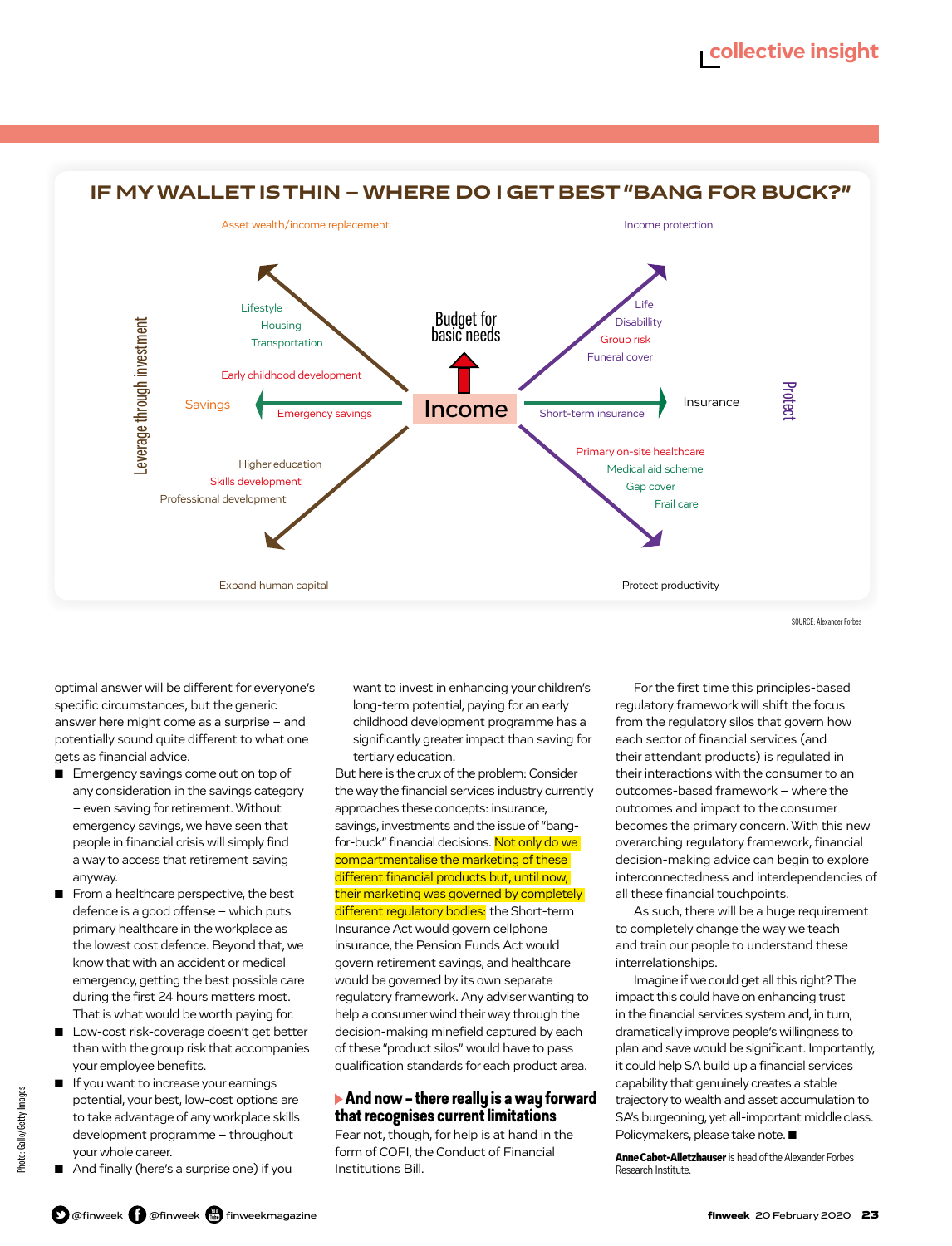## IF MY WALLET IS THIN – WHERE DO I GET BEST "BANG FOR BUCK?"

Asset wealth/income replacement

Income protection

Leverage through investment

Lifestyle
Housing
Transportation

Early childhood development

Savings

Emergency savings

Budget for basic needs

Income

Life
Disability
Group risk
Funeral cover

Short-term insurance

Insurance

Protect

Higher education
Skills development
Professional development

Primary on-site healthcare
Medical aid scheme
Gap cover
Frail care

Expand human capital

Protect productivity

SOURCE: Alexander Forbes

optimal answer will be different for everyone's specific circumstances, but the generic answer here might come as a surprise – and potentially sound quite different to what one gets as financial advice.

- Emergency savings come out on top of any consideration in the savings category – even saving for retirement. Without emergency savings, we have seen that people in financial crisis will simply find a way to access that retirement saving anyway.
- From a healthcare perspective, the best defence is a good offense – which puts primary healthcare in the workplace as the lowest cost defence. Beyond that, we know that with an accident or medical emergency, getting the best possible care during the first 24 hours matters most. That is what would be worth paying for.
- Low-cost risk-coverage doesn't get better than with the group risk that accompanies your employee benefits.
- If you want to increase your earnings potential, your best, low-cost options are to take advantage of any workplace skills development programme – throughout your whole career.
- And finally (here's a surprise one) if you want to invest in enhancing your children's long-term potential, paying for an early childhood development programme has a significantly greater impact than saving for tertiary education.

But here is the crux of the problem: Consider the way the financial services industry currently approaches these concepts: insurance, savings, investments and the issue of "bang-for-buck" financial decisions. Not only do we compartmentalise the marketing of these different financial products but, until now, their marketing was governed by completely different regulatory bodies: the Short-term Insurance Act would govern cellphone insurance, the Pension Funds Act would govern retirement savings, and healthcare would be governed by its own separate regulatory framework. Any adviser wanting to help a consumer wind their way through the decision-making minefield captured by each of these "product silos" would have to pass qualification standards for each product area.

### And now – there really is a way forward that recognises current limitations

Fear not, though, for help is at hand in the form of COFI, the Conduct of Financial Institutions Bill.

For the first time this principles-based regulatory framework will shift the focus from the regulatory silos that govern how each sector of financial services (and their attendant products) is regulated in their interactions with the consumer to an outcomes-based framework – where the outcomes and impact to the consumer becomes the primary concern. With this new overarching regulatory framework, financial decision-making advice can begin to explore interconnectedness and interdependencies of all these financial touchpoints.

As such, there will be a huge requirement to completely change the way we teach and train our people to understand these interrelationships.

Imagine if we could get all this right? The impact this could have on enhancing trust in the financial services system and, in turn, dramatically improve people's willingness to plan and save would be significant. Importantly, it could help SA build up a financial services capability that genuinely creates a stable trajectory to wealth and asset accumulation to SA's burgeoning, yet all-important middle class. Policymakers, please take note. ■

**Anne Cabot-Alletzhauser** is head of the Alexander Forbes Research Institute.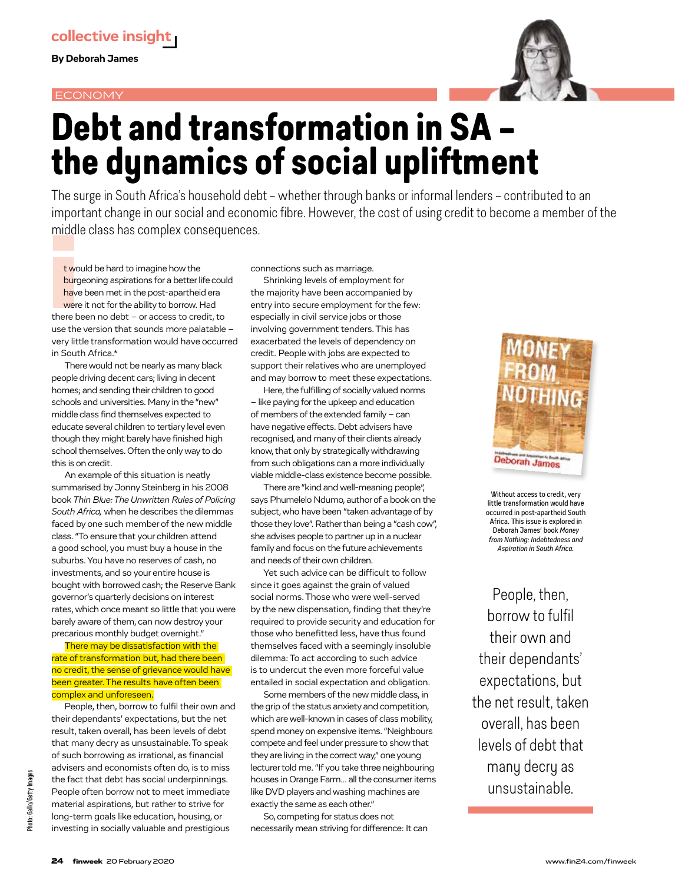collective insight

**By Deborah James**

ECONOMY

# Debt and transformation in SA – the dynamics of social upliftment

The surge in South Africa's household debt – whether through banks or informal lenders – contributed to an important change in our social and economic fibre. However, the cost of using credit to become a member of the middle class has complex consequences.

It would be hard to imagine how the burgeoning aspirations for a better life could have been met in the post-apartheid era were it not for the ability to borrow. Had there been no debt – or access to credit, to use the version that sounds more palatable – very little transformation would have occurred in South Africa.*

There would not be nearly as many black people driving decent cars; living in decent homes; and sending their children to good schools and universities. Many in the "new" middle class find themselves expected to educate several children to tertiary level even though they might barely have finished high school themselves. Often the only way to do this is on credit.

An example of this situation is neatly summarised by Jonny Steinberg in his 2008 book *Thin Blue: The Unwritten Rules of Policing South Africa,* when he describes the dilemmas faced by one such member of the new middle class. "To ensure that your children attend a good school, you must buy a house in the suburbs. You have no reserves of cash, no investments, and so your entire house is bought with borrowed cash; the Reserve Bank governor's quarterly decisions on interest rates, which once meant so little that you were barely aware of them, can now destroy your precarious monthly budget overnight."

There may be dissatisfaction with the rate of transformation but, had there been no credit, the sense of grievance would have been greater. The results have often been complex and unforeseen.

People, then, borrow to fulfil their own and their dependants' expectations, but the net result, taken overall, has been levels of debt that many decry as unsustainable. To speak of such borrowing as irrational, as financial advisers and economists often do, is to miss the fact that debt has social underpinnings. People often borrow not to meet immediate material aspirations, but rather to strive for long-term goals like education, housing, or investing in socially valuable and prestigious connections such as marriage.

Shrinking levels of employment for the majority have been accompanied by entry into secure employment for the few: especially in civil service jobs or those involving government tenders. This has exacerbated the levels of dependency on credit. People with jobs are expected to support their relatives who are unemployed and may borrow to meet these expectations.

Here, the fulfilling of socially valued norms – like paying for the upkeep and education of members of the extended family – can have negative effects. Debt advisers have recognised, and many of their clients already know, that only by strategically withdrawing from such obligations can a more individually viable middle-class existence become possible.

There are "kind and well-meaning people", says Phumelelo Ndumo, author of a book on the subject, who have been "taken advantage of by those they love". Rather than being a "cash cow", she advises people to partner up in a nuclear family and focus on the future achievements and needs of their own children.

Yet such advice can be difficult to follow since it goes against the grain of valued social norms. Those who were well-served by the new dispensation, finding that they're required to provide security and education for those who benefitted less, have thus found themselves faced with a seemingly insoluble dilemma: To act according to such advice is to undercut the even more forceful value entailed in social expectation and obligation.

Some members of the new middle class, in the grip of the status anxiety and competition, which are well-known in cases of class mobility, spend money on expensive items. "Neighbours compete and feel under pressure to show that they are living in the correct way," one young lecturer told me. "If you take three neighbouring houses in Orange Farm… all the consumer items like DVD players and washing machines are exactly the same as each other."

So, competing for status does not necessarily mean striving for difference: It can

Without access to credit, very little transformation would have occurred in post-apartheid South Africa. This issue is explored in Deborah James' book *Money from Nothing: Indebtedness and Aspiration in South Africa.*

> People, then, borrow to fulfil their own and their dependants' expectations, but the net result, taken overall, has been levels of debt that many decry as unsustainable.

Photo: Gallo/Getty Images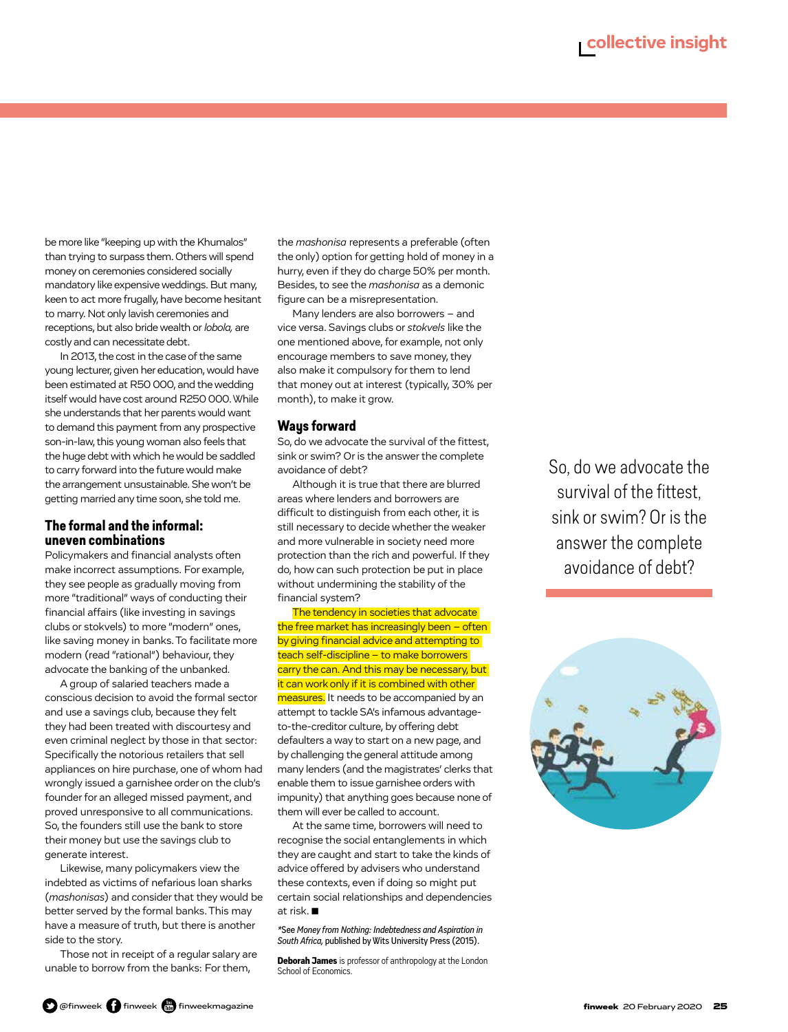be more like "keeping up with the Khumalos" than trying to surpass them. Others will spend money on ceremonies considered socially mandatory like expensive weddings. But many, keen to act more frugally, have become hesitant to marry. Not only lavish ceremonies and receptions, but also bride wealth or *lobola,* are costly and can necessitate debt.

In 2013, the cost in the case of the same young lecturer, given her education, would have been estimated at R50 000, and the wedding itself would have cost around R250 000. While she understands that her parents would want to demand this payment from any prospective son-in-law, this young woman also feels that the huge debt with which he would be saddled to carry forward into the future would make the arrangement unsustainable. She won't be getting married any time soon, she told me.

## The formal and the informal: uneven combinations

Policymakers and financial analysts often make incorrect assumptions. For example, they see people as gradually moving from more "traditional" ways of conducting their financial affairs (like investing in savings clubs or stokvels) to more "modern" ones, like saving money in banks. To facilitate more modern (read "rational") behaviour, they advocate the banking of the unbanked.

A group of salaried teachers made a conscious decision to avoid the formal sector and use a savings club, because they felt they had been treated with discourtesy and even criminal neglect by those in that sector: Specifically the notorious retailers that sell appliances on hire purchase, one of whom had wrongly issued a garnishee order on the club's founder for an alleged missed payment, and proved unresponsive to all communications. So, the founders still use the bank to store their money but use the savings club to generate interest.

Likewise, many policymakers view the indebted as victims of nefarious loan sharks (*mashonisas*) and consider that they would be better served by the formal banks. This may have a measure of truth, but there is another side to the story.

Those not in receipt of a regular salary are unable to borrow from the banks: For them, the *mashonisa* represents a preferable (often the only) option for getting hold of money in a hurry, even if they do charge 50% per month. Besides, to see the *mashonisa* as a demonic figure can be a misrepresentation.

Many lenders are also borrowers – and vice versa. Savings clubs or *stokvels* like the one mentioned above, for example, not only encourage members to save money, they also make it compulsory for them to lend that money out at interest (typically, 30% per month), to make it grow.

## Ways forward

So, do we advocate the survival of the fittest, sink or swim? Or is the answer the complete avoidance of debt?

Although it is true that there are blurred areas where lenders and borrowers are difficult to distinguish from each other, it is still necessary to decide whether the weaker and more vulnerable in society need more protection than the rich and powerful. If they do, how can such protection be put in place without undermining the stability of the financial system?

The tendency in societies that advocate the free market has increasingly been – often by giving financial advice and attempting to teach self-discipline – to make borrowers carry the can. And this may be necessary, but it can work only if it is combined with other measures. It needs to be accompanied by an attempt to tackle SA's infamous advantage-to-the-creditor culture, by offering debt defaulters a way to start on a new page, and by challenging the general attitude among many lenders (and the magistrates' clerks that enable them to issue garnishee orders with impunity) that anything goes because none of them will ever be called to account.

At the same time, borrowers will need to recognise the social entanglements in which they are caught and start to take the kinds of advice offered by advisers who understand these contexts, even if doing so might put certain social relationships and dependencies at risk. ■

*\*See Money from Nothing: Indebtedness and Aspiration in South Africa,* published by Wits University Press (2015).

**Deborah James** is professor of anthropology at the London School of Economics.

So, do we advocate the survival of the fittest, sink or swim? Or is the answer the complete avoidance of debt?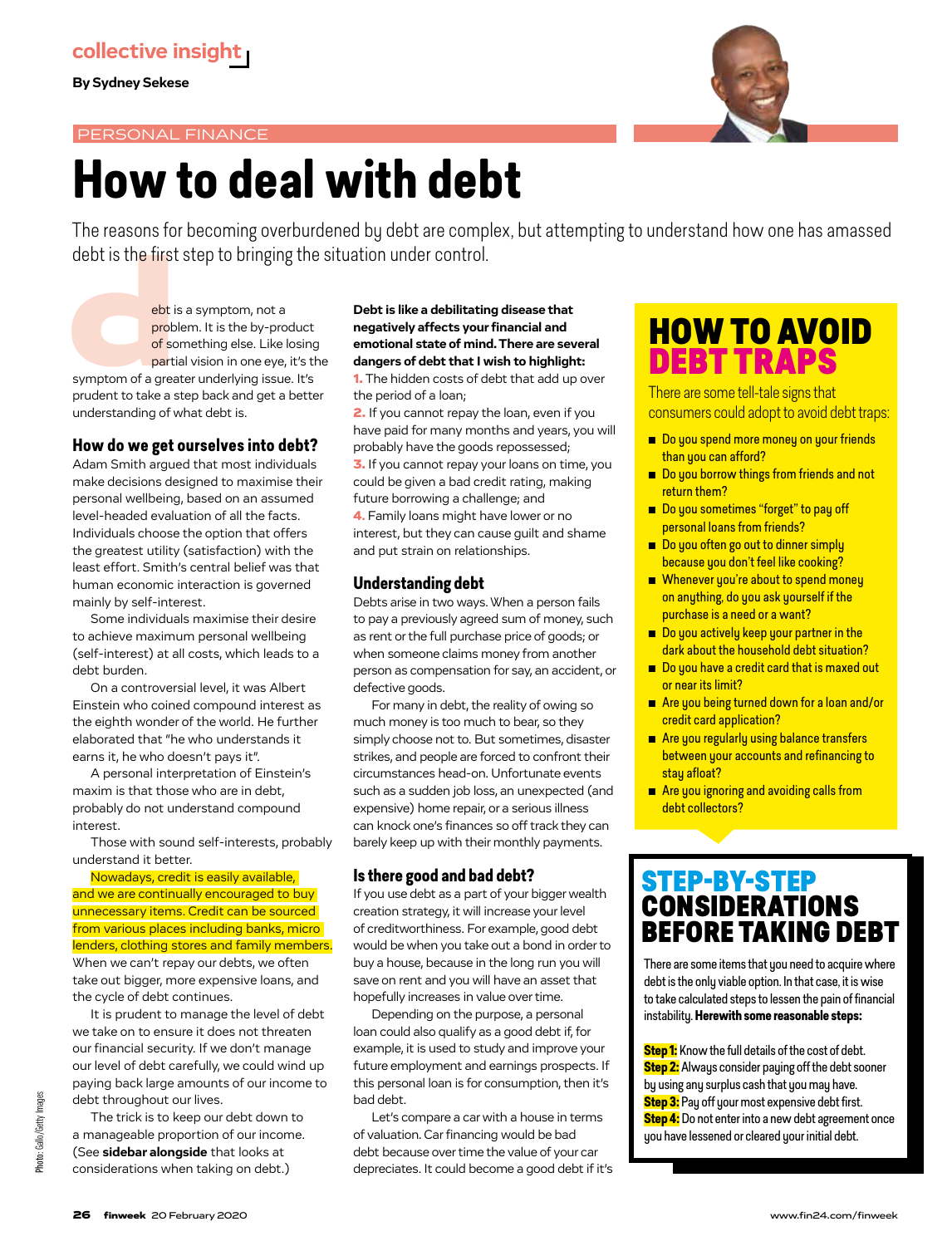collective insight

**By Sydney Sekese**

PERSONAL FINANCE

# How to deal with debt

The reasons for becoming overburdened by debt are complex, but attempting to understand how one has amassed debt is the first step to bringing the situation under control.

Debt is a symptom, not a problem. It is the by-product of something else. Like losing partial vision in one eye, it's the symptom of a greater underlying issue. It's prudent to take a step back and get a better understanding of what debt is.

## How do we get ourselves into debt?

Adam Smith argued that most individuals make decisions designed to maximise their personal wellbeing, based on an assumed level-headed evaluation of all the facts. Individuals choose the option that offers the greatest utility (satisfaction) with the least effort. Smith's central belief was that human economic interaction is governed mainly by self-interest.

Some individuals maximise their desire to achieve maximum personal wellbeing (self-interest) at all costs, which leads to a debt burden.

On a controversial level, it was Albert Einstein who coined compound interest as the eighth wonder of the world. He further elaborated that "he who understands it earns it, he who doesn't pays it".

A personal interpretation of Einstein's maxim is that those who are in debt, probably do not understand compound interest.

Those with sound self-interests, probably understand it better.

Nowadays, credit is easily available, and we are continually encouraged to buy unnecessary items. Credit can be sourced from various places including banks, micro lenders, clothing stores and family members. When we can't repay our debts, we often take out bigger, more expensive loans, and the cycle of debt continues.

It is prudent to manage the level of debt we take on to ensure it does not threaten our financial security. If we don't manage our level of debt carefully, we could wind up paying back large amounts of our income to debt throughout our lives.

The trick is to keep our debt down to a manageable proportion of our income. (See **sidebar alongside** that looks at considerations when taking on debt.)

**Debt is like a debilitating disease that negatively affects your financial and emotional state of mind. There are several dangers of debt that I wish to highlight:**

1. The hidden costs of debt that add up over the period of a loan;
2. If you cannot repay the loan, even if you have paid for many months and years, you will probably have the goods repossessed;
3. If you cannot repay your loans on time, you could be given a bad credit rating, making future borrowing a challenge; and
4. Family loans might have lower or no interest, but they can cause guilt and shame and put strain on relationships.

## Understanding debt

Debts arise in two ways. When a person fails to pay a previously agreed sum of money, such as rent or the full purchase price of goods; or when someone claims money from another person as compensation for say, an accident, or defective goods.

For many in debt, the reality of owing so much money is too much to bear, so they simply choose not to. But sometimes, disaster strikes, and people are forced to confront their circumstances head-on. Unfortunate events such as a sudden job loss, an unexpected (and expensive) home repair, or a serious illness can knock one's finances so off track they can barely keep up with their monthly payments.

## Is there good and bad debt?

If you use debt as a part of your bigger wealth creation strategy, it will increase your level of creditworthiness. For example, good debt would be when you take out a bond in order to buy a house, because in the long run you will save on rent and you will have an asset that hopefully increases in value over time.

Depending on the purpose, a personal loan could also qualify as a good debt if, for example, it is used to study and improve your future employment and earnings prospects. If this personal loan is for consumption, then it's bad debt.

Let's compare a car with a house in terms of valuation. Car financing would be bad debt because over time the value of your car depreciates. It could become a good debt if it's

## HOW TO AVOID DEBT TRAPS

There are some tell-tale signs that consumers could adopt to avoid debt traps:

- Do you spend more money on your friends than you can afford?
- Do you borrow things from friends and not return them?
- Do you sometimes "forget" to pay off personal loans from friends?
- Do you often go out to dinner simply because you don't feel like cooking?
- Whenever you're about to spend money on anything, do you ask yourself if the purchase is a need or a want?
- Do you actively keep your partner in the dark about the household debt situation?
- Do you have a credit card that is maxed out or near its limit?
- Are you being turned down for a loan and/or credit card application?
- Are you regularly using balance transfers between your accounts and refinancing to stay afloat?
- Are you ignoring and avoiding calls from debt collectors?

## STEP-BY-STEP CONSIDERATIONS BEFORE TAKING DEBT

There are some items that you need to acquire where debt is the only viable option. In that case, it is wise to take calculated steps to lessen the pain of financial instability. **Herewith some reasonable steps:**

**Step 1:** Know the full details of the cost of debt.
**Step 2:** Always consider paying off the debt sooner by using any surplus cash that you may have.
**Step 3:** Pay off your most expensive debt first.
**Step 4:** Do not enter into a new debt agreement once you have lessened or cleared your initial debt.

Photo: Gallo/Getty Images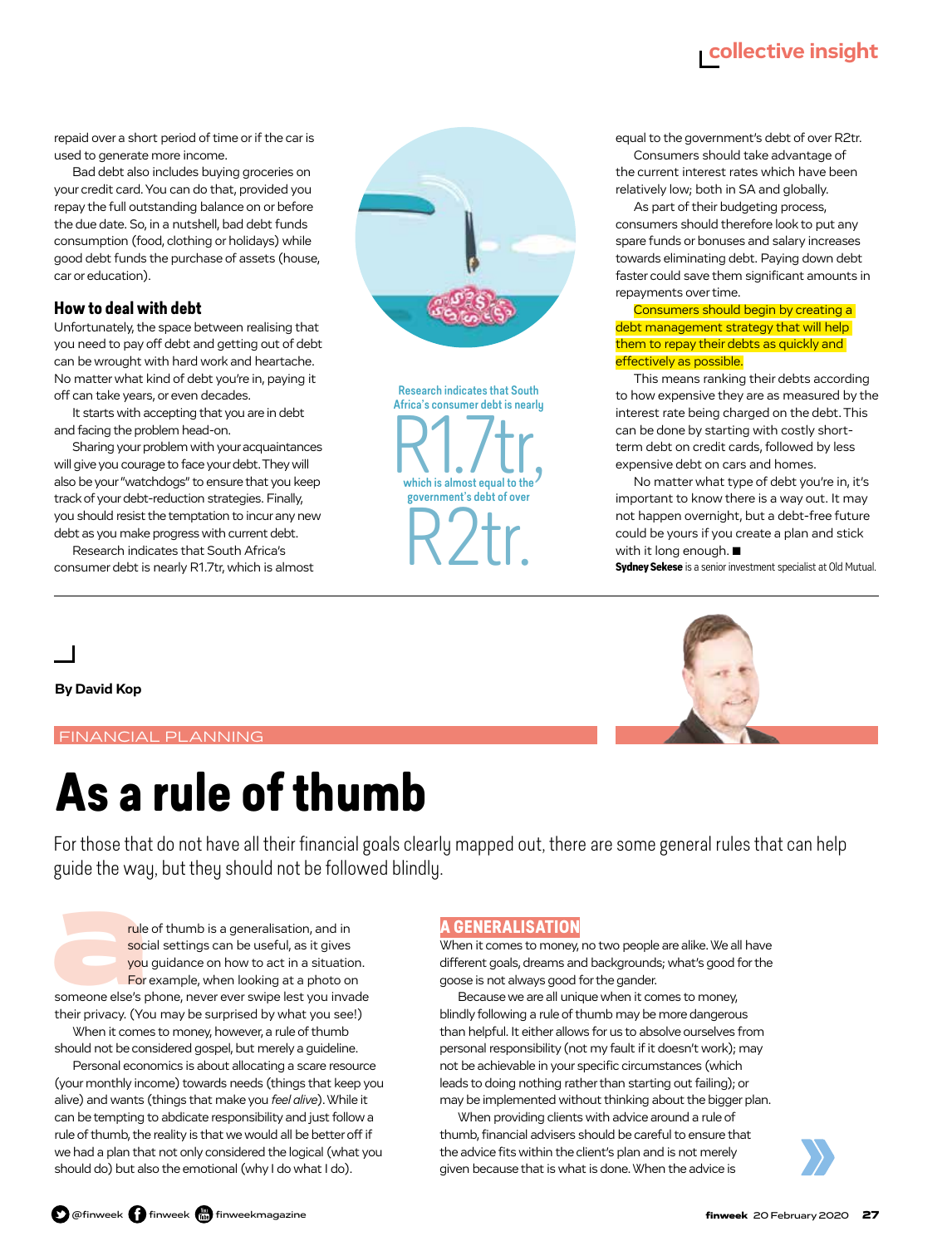repaid over a short period of time or if the car is used to generate more income.

Bad debt also includes buying groceries on your credit card. You can do that, provided you repay the full outstanding balance on or before the due date. So, in a nutshell, bad debt funds consumption (food, clothing or holidays) while good debt funds the purchase of assets (house, car or education).

### How to deal with debt

Unfortunately, the space between realising that you need to pay off debt and getting out of debt can be wrought with hard work and heartache. No matter what kind of debt you're in, paying it off can take years, or even decades.

It starts with accepting that you are in debt and facing the problem head-on.

Sharing your problem with your acquaintances will give you courage to face your debt. They will also be your "watchdogs" to ensure that you keep track of your debt-reduction strategies. Finally, you should resist the temptation to incur any new debt as you make progress with current debt.

Research indicates that South Africa's consumer debt is nearly R1.7tr, which is almost equal to the government's debt of over R2tr.

Consumers should take advantage of the current interest rates which have been relatively low; both in SA and globally.

As part of their budgeting process, consumers should therefore look to put any spare funds or bonuses and salary increases towards eliminating debt. Paying down debt faster could save them significant amounts in repayments over time.

Consumers should begin by creating a debt management strategy that will help them to repay their debts as quickly and effectively as possible.

This means ranking their debts according to how expensive they are as measured by the interest rate being charged on the debt. This can be done by starting with costly short-term debt on credit cards, followed by less expensive debt on cars and homes.

No matter what type of debt you're in, it's important to know there is a way out. It may not happen overnight, but a debt-free future could be yours if you create a plan and stick with it long enough. ■

**Sydney Sekese** is a senior investment specialist at Old Mutual.

> Research indicates that South Africa's consumer debt is nearly **R1.7tr,** which is almost equal to the government's debt of over **R2tr.**

---

**By David Kop**

FINANCIAL PLANNING

# As a rule of thumb

For those that do not have all their financial goals clearly mapped out, there are some general rules that can help guide the way, but they should not be followed blindly.

A rule of thumb is a generalisation, and in social settings can be useful, as it gives you guidance on how to act in a situation. For example, when looking at a photo on someone else's phone, never ever swipe lest you invade their privacy. (You may be surprised by what you see!)

When it comes to money, however, a rule of thumb should not be considered gospel, but merely a guideline.

Personal economics is about allocating a scare resource (your monthly income) towards needs (things that keep you alive) and wants (things that make you *feel alive*). While it can be tempting to abdicate responsibility and just follow a rule of thumb, the reality is that we would all be better off if we had a plan that not only considered the logical (what you should do) but also the emotional (why I do what I do).

### A GENERALISATION

When it comes to money, no two people are alike. We all have different goals, dreams and backgrounds; what's good for the goose is not always good for the gander.

Because we are all unique when it comes to money, blindly following a rule of thumb may be more dangerous than helpful. It either allows for us to absolve ourselves from personal responsibility (not my fault if it doesn't work); may not be achievable in your specific circumstances (which leads to doing nothing rather than starting out failing); or may be implemented without thinking about the bigger plan.

When providing clients with advice around a rule of thumb, financial advisers should be careful to ensure that the advice fits within the client's plan and is not merely given because that is what is done. When the advice is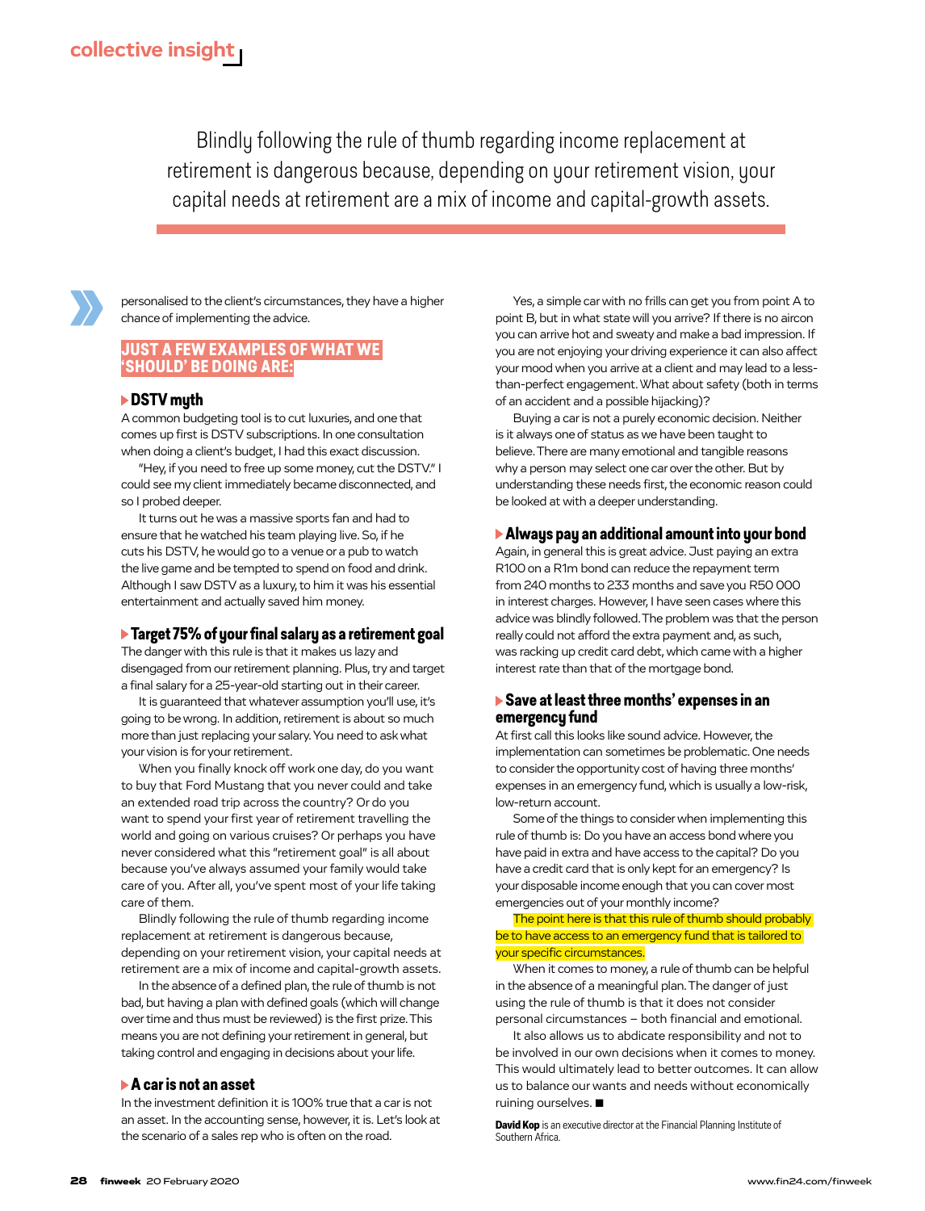Blindly following the rule of thumb regarding income replacement at retirement is dangerous because, depending on your retirement vision, your capital needs at retirement are a mix of income and capital-growth assets.

personalised to the client's circumstances, they have a higher chance of implementing the advice.

## JUST A FEW EXAMPLES OF WHAT WE 'SHOULD' BE DOING ARE:

### DSTV myth

A common budgeting tool is to cut luxuries, and one that comes up first is DSTV subscriptions. In one consultation when doing a client's budget, I had this exact discussion.

"Hey, if you need to free up some money, cut the DSTV." I could see my client immediately became disconnected, and so I probed deeper.

It turns out he was a massive sports fan and had to ensure that he watched his team playing live. So, if he cuts his DSTV, he would go to a venue or a pub to watch the live game and be tempted to spend on food and drink. Although I saw DSTV as a luxury, to him it was his essential entertainment and actually saved him money.

### Target 75% of your final salary as a retirement goal

The danger with this rule is that it makes us lazy and disengaged from our retirement planning. Plus, try and target a final salary for a 25-year-old starting out in their career.

It is guaranteed that whatever assumption you'll use, it's going to be wrong. In addition, retirement is about so much more than just replacing your salary. You need to ask what your vision is for your retirement.

When you finally knock off work one day, do you want to buy that Ford Mustang that you never could and take an extended road trip across the country? Or do you want to spend your first year of retirement travelling the world and going on various cruises? Or perhaps you have never considered what this "retirement goal" is all about because you've always assumed your family would take care of you. After all, you've spent most of your life taking care of them.

Blindly following the rule of thumb regarding income replacement at retirement is dangerous because, depending on your retirement vision, your capital needs at retirement are a mix of income and capital-growth assets.

In the absence of a defined plan, the rule of thumb is not bad, but having a plan with defined goals (which will change over time and thus must be reviewed) is the first prize. This means you are not defining your retirement in general, but taking control and engaging in decisions about your life.

### A car is not an asset

In the investment definition it is 100% true that a car is not an asset. In the accounting sense, however, it is. Let's look at the scenario of a sales rep who is often on the road.

Yes, a simple car with no frills can get you from point A to point B, but in what state will you arrive? If there is no aircon you can arrive hot and sweaty and make a bad impression. If you are not enjoying your driving experience it can also affect your mood when you arrive at a client and may lead to a less-than-perfect engagement. What about safety (both in terms of an accident and a possible hijacking)?

Buying a car is not a purely economic decision. Neither is it always one of status as we have been taught to believe. There are many emotional and tangible reasons why a person may select one car over the other. But by understanding these needs first, the economic reason could be looked at with a deeper understanding.

### Always pay an additional amount into your bond

Again, in general this is great advice. Just paying an extra R100 on a R1m bond can reduce the repayment term from 240 months to 233 months and save you R50 000 in interest charges. However, I have seen cases where this advice was blindly followed. The problem was that the person really could not afford the extra payment and, as such, was racking up credit card debt, which came with a higher interest rate than that of the mortgage bond.

### Save at least three months' expenses in an emergency fund

At first call this looks like sound advice. However, the implementation can sometimes be problematic. One needs to consider the opportunity cost of having three months' expenses in an emergency fund, which is usually a low-risk, low-return account.

Some of the things to consider when implementing this rule of thumb is: Do you have an access bond where you have paid in extra and have access to the capital? Do you have a credit card that is only kept for an emergency? Is your disposable income enough that you can cover most emergencies out of your monthly income?

The point here is that this rule of thumb should probably be to have access to an emergency fund that is tailored to your specific circumstances.

When it comes to money, a rule of thumb can be helpful in the absence of a meaningful plan. The danger of just using the rule of thumb is that it does not consider personal circumstances – both financial and emotional.

It also allows us to abdicate responsibility and not to be involved in our own decisions when it comes to money. This would ultimately lead to better outcomes. It can allow us to balance our wants and needs without economically ruining ourselves. ■

**David Kop** is an executive director at the Financial Planning Institute of Southern Africa.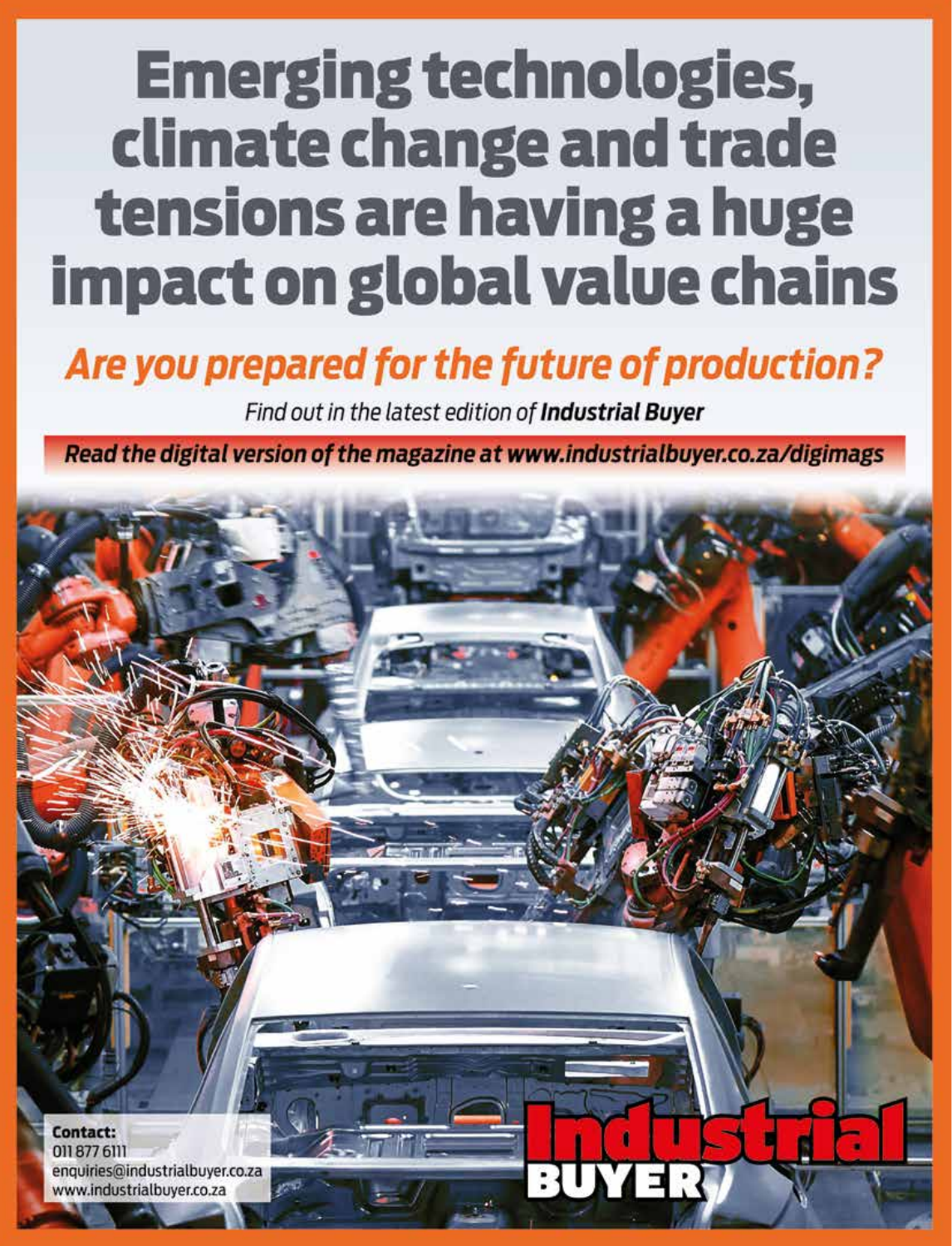# Emerging technologies, climate change and trade tensions are having a huge impact on global value chains

## *Are you prepared for the future of production?*

*Find out in the latest edition of **Industrial Buyer***

***Read the digital version of the magazine at www.industrialbuyer.co.za/digimags***

**Contact:**
011 877 6111
enquiries@industrialbuyer.co.za
www.industrialbuyer.co.za

**Industrial BUYER**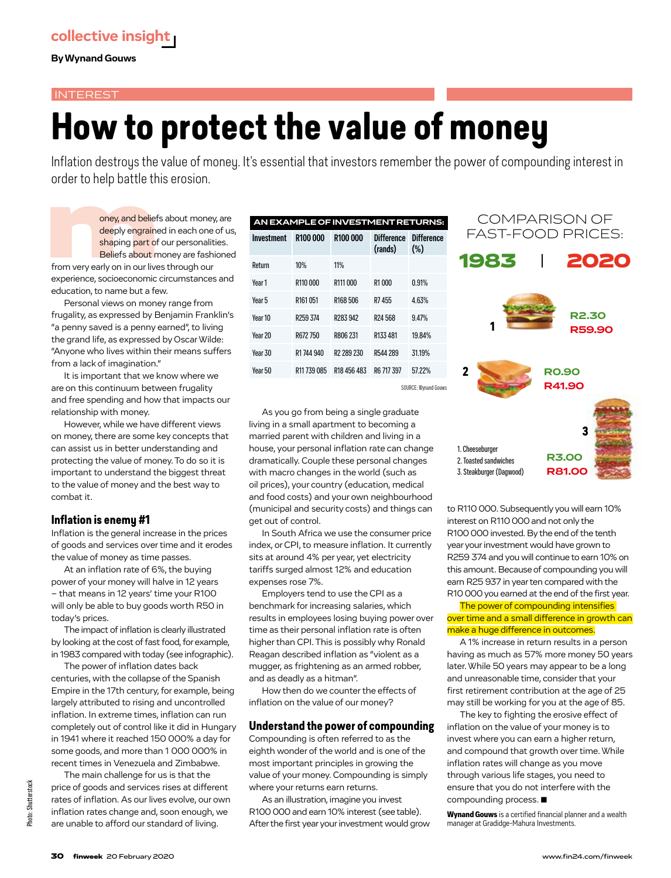**collective insight**

**By Wynand Gouws**

INTEREST

# How to protect the value of money

Inflation destroys the value of money. It's essential that investors remember the power of compounding interest in order to help battle this erosion.

Money, and beliefs about money, are deeply engrained in each one of us, shaping part of our personalities. Beliefs about money are fashioned from very early on in our lives through our experience, socioeconomic circumstances and education, to name but a few.

Personal views on money range from frugality, as expressed by Benjamin Franklin's "a penny saved is a penny earned", to living the grand life, as expressed by Oscar Wilde: "Anyone who lives within their means suffers from a lack of imagination."

It is important that we know where we are on this continuum between frugality and free spending and how that impacts our relationship with money.

However, while we have different views on money, there are some key concepts that can assist us in better understanding and protecting the value of money. To do so it is important to understand the biggest threat to the value of money and the best way to combat it.

## Inflation is enemy #1

Inflation is the general increase in the prices of goods and services over time and it erodes the value of money as time passes.

At an inflation rate of 6%, the buying power of your money will halve in 12 years – that means in 12 years' time your R100 will only be able to buy goods worth R50 in today's prices.

The impact of inflation is clearly illustrated by looking at the cost of fast food, for example, in 1983 compared with today (see infographic).

The power of inflation dates back centuries, with the collapse of the Spanish Empire in the 17th century, for example, being largely attributed to rising and uncontrolled inflation. In extreme times, inflation can run completely out of control like it did in Hungary in 1941 where it reached 150 000% a day for some goods, and more than 1 000 000% in recent times in Venezuela and Zimbabwe.

The main challenge for us is that the price of goods and services rises at different rates of inflation. As our lives evolve, our own inflation rates change and, soon enough, we are unable to afford our standard of living.

**AN EXAMPLE OF INVESTMENT RETURNS:**

| Investment | R100 000 | R100 000 | Difference (rands) | Difference (%) |
|---|---|---|---|---|
| Return | 10% | 11% | | |
| Year 1 | R110 000 | R111 000 | R1 000 | 0.91% |
| Year 5 | R161 051 | R168 506 | R7 455 | 4.63% |
| Year 10 | R259 374 | R283 942 | R24 568 | 9.47% |
| Year 20 | R672 750 | R806 231 | R133 481 | 19.84% |
| Year 30 | R1 744 940 | R2 289 230 | R544 289 | 31.19% |
| Year 50 | R11 739 085 | R18 456 483 | R6 717 397 | 57.22% |

SOURCE: Wynand Gouws

As you go from being a single graduate living in a small apartment to becoming a married parent with children and living in a house, your personal inflation rate can change dramatically. Couple these personal changes with macro changes in the world (such as oil prices), your country (education, medical and food costs) and your own neighbourhood (municipal and security costs) and things can get out of control.

In South Africa we use the consumer price index, or CPI, to measure inflation. It currently sits at around 4% per year, yet electricity tariffs surged almost 12% and education expenses rose 7%.

Employers tend to use the CPI as a benchmark for increasing salaries, which results in employees losing buying power over time as their personal inflation rate is often higher than CPI. This is possibly why Ronald Reagan described inflation as "violent as a mugger, as frightening as an armed robber, and as deadly as a hitman".

How then do we counter the effects of inflation on the value of our money?

## Understand the power of compounding

Compounding is often referred to as the eighth wonder of the world and is one of the most important principles in growing the value of your money. Compounding is simply where your returns earn returns.

As an illustration, imagine you invest R100 000 and earn 10% interest (see table). After the first year your investment would grow to R110 000. Subsequently you will earn 10% interest on R110 000 and not only the R100 000 invested. By the end of the tenth year your investment would have grown to R259 374 and you will continue to earn 10% on this amount. Because of compounding you will earn R25 937 in year ten compared with the R10 000 you earned at the end of the first year.

The power of compounding intensifies over time and a small difference in growth can make a huge difference in outcomes.

A 1% increase in return results in a person having as much as 57% more money 50 years later. While 50 years may appear to be a long and unreasonable time, consider that your first retirement contribution at the age of 25 may still be working for you at the age of 85.

The key to fighting the erosive effect of inflation on the value of your money is to invest where you can earn a higher return, and compound that growth over time. While inflation rates will change as you move through various life stages, you need to ensure that you do not interfere with the compounding process. ■

**COMPARISON OF FAST-FOOD PRICES:**

| | 1983 | 2020 |
|---|---|---|
| 1. Cheeseburger | R2.30 | R59.90 |
| 2. Toasted sandwiches | R0.90 | R41.90 |
| 3. Steakburger (Dagwood) | R3.00 | R81.00 |

**Wynand Gouws** is a certified financial planner and a wealth manager at Gradidge-Mahura Investments.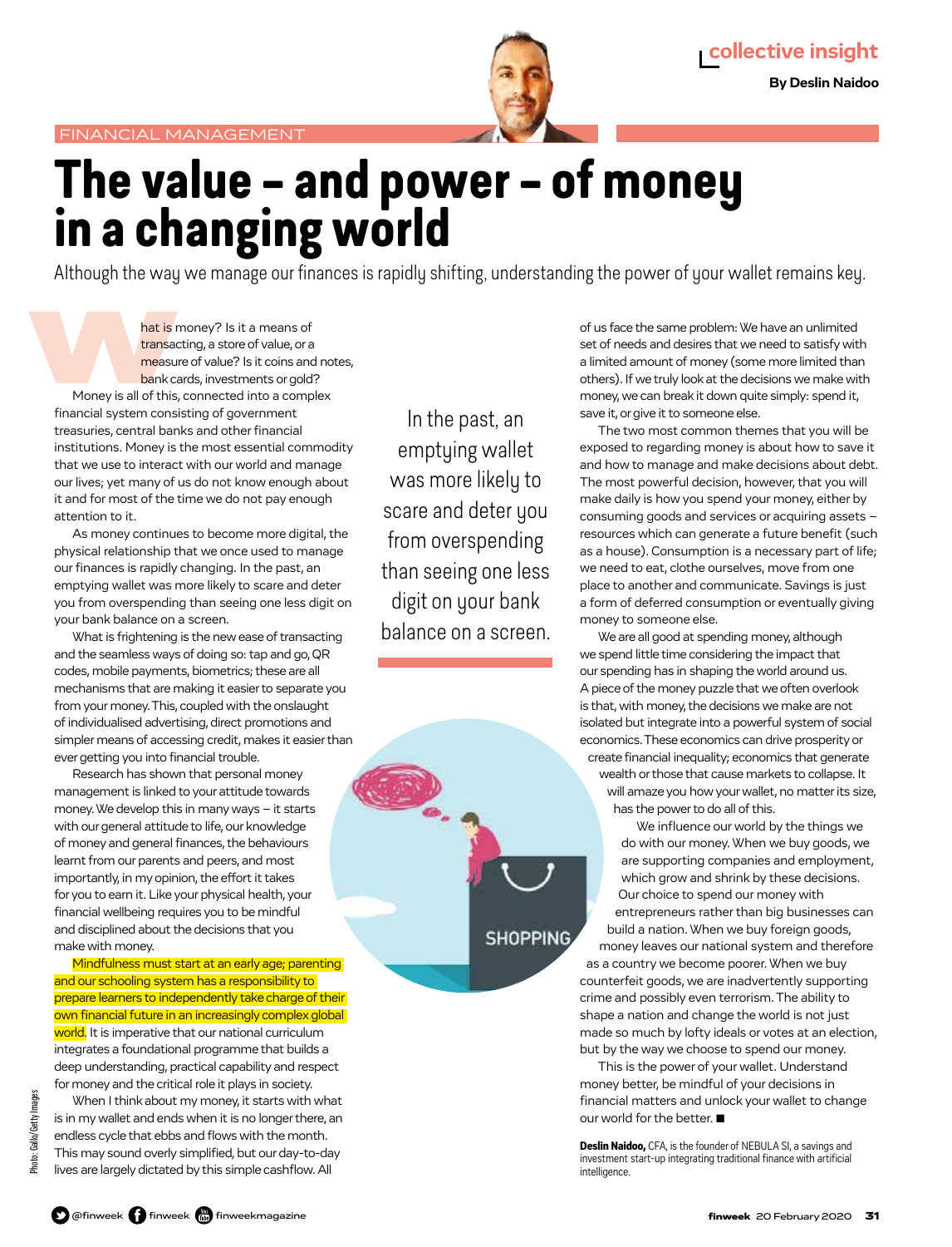FINANCIAL MANAGEMENT

collective insight

**By Deslin Naidoo**

# The value – and power – of money in a changing world

Although the way we manage our finances is rapidly shifting, understanding the power of your wallet remains key.

What is money? Is it a means of transacting, a store of value, or a measure of value? Is it coins and notes, bank cards, investments or gold?

Money is all of this, connected into a complex financial system consisting of government treasuries, central banks and other financial institutions. Money is the most essential commodity that we use to interact with our world and manage our lives; yet many of us do not know enough about it and for most of the time we do not pay enough attention to it.

As money continues to become more digital, the physical relationship that we once used to manage our finances is rapidly changing. In the past, an emptying wallet was more likely to scare and deter you from overspending than seeing one less digit on your bank balance on a screen.

What is frightening is the new ease of transacting and the seamless ways of doing so: tap and go, QR codes, mobile payments, biometrics; these are all mechanisms that are making it easier to separate you from your money. This, coupled with the onslaught of individualised advertising, direct promotions and simpler means of accessing credit, makes it easier than ever getting you into financial trouble.

Research has shown that personal money management is linked to your attitude towards money. We develop this in many ways – it starts with our general attitude to life, our knowledge of money and general finances, the behaviours learnt from our parents and peers, and most importantly, in my opinion, the effort it takes for you to earn it. Like your physical health, your financial wellbeing requires you to be mindful and disciplined about the decisions that you make with money.

Mindfulness must start at an early age; parenting and our schooling system has a responsibility to prepare learners to independently take charge of their own financial future in an increasingly complex global world. It is imperative that our national curriculum integrates a foundational programme that builds a deep understanding, practical capability and respect for money and the critical role it plays in society.

When I think about my money, it starts with what is in my wallet and ends when it is no longer there, an endless cycle that ebbs and flows with the month. This may sound overly simplified, but our day-to-day lives are largely dictated by this simple cashflow. All of us face the same problem: We have an unlimited set of needs and desires that we need to satisfy with a limited amount of money (some more limited than others). If we truly look at the decisions we make with money, we can break it down quite simply: spend it, save it, or give it to someone else.

> In the past, an emptying wallet was more likely to scare and deter you from overspending than seeing one less digit on your bank balance on a screen.

The two most common themes that you will be exposed to regarding money is about how to save it and how to manage and make decisions about debt. The most powerful decision, however, that you will make daily is how you spend your money, either by consuming goods and services or acquiring assets – resources which can generate a future benefit (such as a house). Consumption is a necessary part of life; we need to eat, clothe ourselves, move from one place to another and communicate. Savings is just a form of deferred consumption or eventually giving money to someone else.

We are all good at spending money, although we spend little time considering the impact that our spending has in shaping the world around us. A piece of the money puzzle that we often overlook is that, with money, the decisions we make are not isolated but integrate into a powerful system of social economics. These economics can drive prosperity or create financial inequality; economics that generate wealth or those that cause markets to collapse. It will amaze you how your wallet, no matter its size, has the power to do all of this.

We influence our world by the things we do with our money. When we buy goods, we are supporting companies and employment, which grow and shrink by these decisions. Our choice to spend our money with entrepreneurs rather than big businesses can build a nation. When we buy foreign goods, money leaves our national system and therefore as a country we become poorer. When we buy counterfeit goods, we are inadvertently supporting crime and possibly even terrorism. The ability to shape a nation and change the world is not just made so much by lofty ideals or votes at an election, but by the way we choose to spend our money.

This is the power of your wallet. Understand money better, be mindful of your decisions in financial matters and unlock your wallet to change our world for the better. ■

**Deslin Naidoo,** CFA, is the founder of NEBULA SI, a savings and investment start-up integrating traditional finance with artificial intelligence.

Photo: Gallo/Getty Images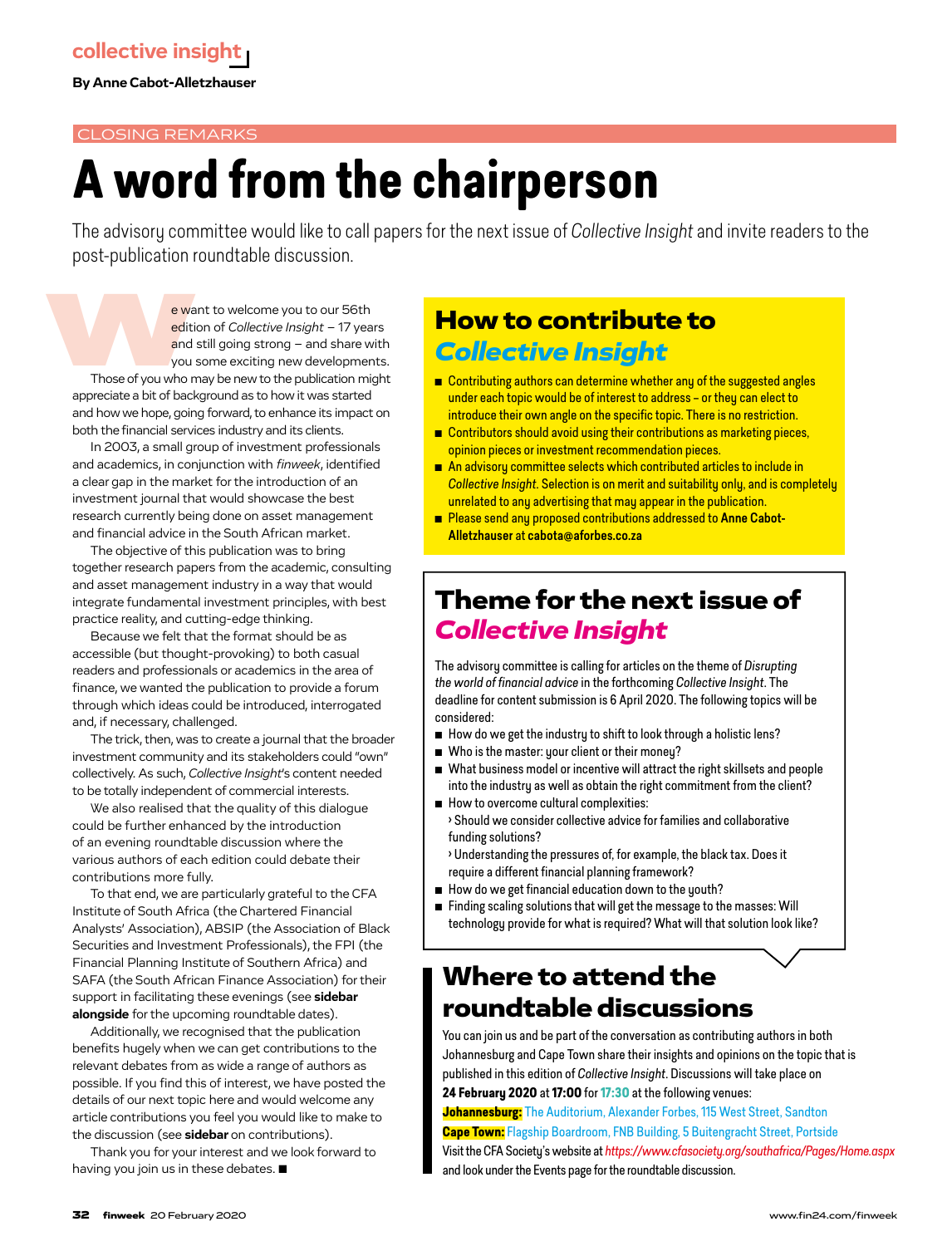collective insight

**By Anne Cabot-Alletzhauser**

CLOSING REMARKS

# A word from the chairperson

The advisory committee would like to call papers for the next issue of *Collective Insight* and invite readers to the post-publication roundtable discussion.

We want to welcome you to our 56th edition of *Collective Insight* – 17 years and still going strong – and share with you some exciting new developments.

Those of you who may be new to the publication might appreciate a bit of background as to how it was started and how we hope, going forward, to enhance its impact on both the financial services industry and its clients.

In 2003, a small group of investment professionals and academics, in conjunction with *finweek*, identified a clear gap in the market for the introduction of an investment journal that would showcase the best research currently being done on asset management and financial advice in the South African market.

The objective of this publication was to bring together research papers from the academic, consulting and asset management industry in a way that would integrate fundamental investment principles, with best practice reality, and cutting-edge thinking.

Because we felt that the format should be as accessible (but thought-provoking) to both casual readers and professionals or academics in the area of finance, we wanted the publication to provide a forum through which ideas could be introduced, interrogated and, if necessary, challenged.

The trick, then, was to create a journal that the broader investment community and its stakeholders could "own" collectively. As such, *Collective Insight*'s content needed to be totally independent of commercial interests.

We also realised that the quality of this dialogue could be further enhanced by the introduction of an evening roundtable discussion where the various authors of each edition could debate their contributions more fully.

To that end, we are particularly grateful to the CFA Institute of South Africa (the Chartered Financial Analysts' Association), ABSIP (the Association of Black Securities and Investment Professionals), the FPI (the Financial Planning Institute of Southern Africa) and SAFA (the South African Finance Association) for their support in facilitating these evenings (see **sidebar alongside** for the upcoming roundtable dates).

Additionally, we recognised that the publication benefits hugely when we can get contributions to the relevant debates from as wide a range of authors as possible. If you find this of interest, we have posted the details of our next topic here and would welcome any article contributions you feel you would like to make to the discussion (see **sidebar** on contributions).

Thank you for your interest and we look forward to having you join us in these debates. ■

## How to contribute to *Collective Insight*

- Contributing authors can determine whether any of the suggested angles under each topic would be of interest to address – or they can elect to introduce their own angle on the specific topic. There is no restriction.
- Contributors should avoid using their contributions as marketing pieces, opinion pieces or investment recommendation pieces.
- An advisory committee selects which contributed articles to include in *Collective Insight*. Selection is on merit and suitability only, and is completely unrelated to any advertising that may appear in the publication.
- Please send any proposed contributions addressed to **Anne Cabot-Alletzhauser** at **cabota@aforbes.co.za**

## Theme for the next issue of *Collective Insight*

The advisory committee is calling for articles on the theme of *Disrupting the world of financial advice* in the forthcoming *Collective Insight*. The deadline for content submission is 6 April 2020. The following topics will be considered:

- How do we get the industry to shift to look through a holistic lens?
- Who is the master: your client or their money?
- What business model or incentive will attract the right skillsets and people into the industry as well as obtain the right commitment from the client?
- How to overcome cultural complexities:
  › Should we consider collective advice for families and collaborative funding solutions?
  › Understanding the pressures of, for example, the black tax. Does it require a different financial planning framework?
- How do we get financial education down to the youth?
- Finding scaling solutions that will get the message to the masses: Will technology provide for what is required? What will that solution look like?

## Where to attend the roundtable discussions

You can join us and be part of the conversation as contributing authors in both Johannesburg and Cape Town share their insights and opinions on the topic that is published in this edition of *Collective Insight*. Discussions will take place on **24 February 2020** at **17:00** for **17:30** at the following venues:

**Johannesburg:** The Auditorium, Alexander Forbes, 115 West Street, Sandton

**Cape Town:** Flagship Boardroom, FNB Building, 5 Buitengracht Street, Portside

Visit the CFA Society's website at *https://www.cfasociety.org/southafrica/Pages/Home.aspx* and look under the Events page for the roundtable discussion.